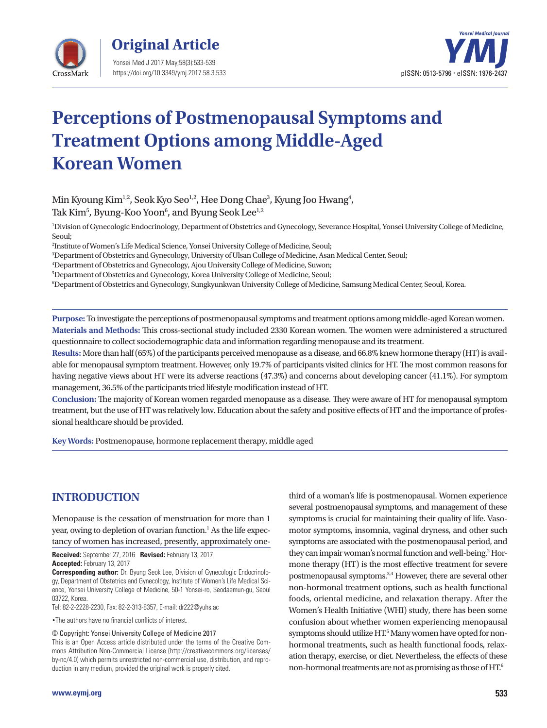Original Article

# Perceptions of Postmenopausal Symptoms and Treatment Options among Middle-Aged Korean Women

Min Kyoung Kim[1,2], Seok Kyo Seo[1,2], Hee Dong Chae[3], Kyung Joo Hwang[4], Tak Kim[5], Byung-Koo Yoon[6], and Byung Seok Lee[1,2]

[1]Division of Gynecologic Endocrinology, Department of Obstetrics and Gynecology, Severance Hospital, Yonsei University College of Medicine, Seoul;
[2]Institute of Women's Life Medical Science, Yonsei University College of Medicine, Seoul;
[3]Department of Obstetrics and Gynecology, University of Ulsan College of Medicine, Asan Medical Center, Seoul;
[4]Department of Obstetrics and Gynecology, Ajou University College of Medicine, Suwon;
[5]Department of Obstetrics and Gynecology, Korea University College of Medicine, Seoul;
[6]Department of Obstetrics and Gynecology, Sungkyunkwan University College of Medicine, Samsung Medical Center, Seoul, Korea.

**Purpose:** To investigate the perceptions of postmenopausal symptoms and treatment options among middle-aged Korean women.
**Materials and Methods:** This cross-sectional study included 2330 Korean women. The women were administered a structured questionnaire to collect sociodemographic data and information regarding menopause and its treatment.
**Results:** More than half (65%) of the participants perceived menopause as a disease, and 66.8% knew hormone therapy (HT) is available for menopausal symptom treatment. However, only 19.7% of participants visited clinics for HT. The most common reasons for having negative views about HT were its adverse reactions (47.3%) and concerns about developing cancer (41.1%). For symptom management, 36.5% of the participants tried lifestyle modification instead of HT.
**Conclusion:** The majority of Korean women regarded menopause as a disease. They were aware of HT for menopausal symptom treatment, but the use of HT was relatively low. Education about the safety and positive effects of HT and the importance of professional healthcare should be provided.

**Key Words:** Postmenopause, hormone replacement therapy, middle aged

## INTRODUCTION

Menopause is the cessation of menstruation for more than 1 year, owing to depletion of ovarian function.[1] As the life expectancy of women has increased, presently, approximately one-third of a woman's life is postmenopausal. Women experience several postmenopausal symptoms, and management of these symptoms is crucial for maintaining their quality of life. Vasomotor symptoms, insomnia, vaginal dryness, and other such symptoms are associated with the postmenopausal period, and they can impair woman's normal function and well-being.[2] Hormone therapy (HT) is the most effective treatment for severe postmenopausal symptoms.[3,4] However, there are several other non-hormonal treatment options, such as health functional foods, oriental medicine, and relaxation therapy. After the Women's Health Initiative (WHI) study, there has been some confusion about whether women experiencing menopausal symptoms should utilize HT.[5] Many women have opted for non-hormonal treatments, such as health functional foods, relaxation therapy, exercise, or diet. Nevertheless, the effects of these non-hormonal treatments are not as promising as those of HT.[6]

**Received:** September 27, 2016 **Revised:** February 13, 2017
**Accepted:** February 13, 2017
**Corresponding author:** Dr. Byung Seok Lee, Division of Gynecologic Endocrinology, Department of Obstetrics and Gynecology, Institute of Women's Life Medical Science, Yonsei University College of Medicine, 50-1 Yonsei-ro, Seodaemun-gu, Seoul 03722, Korea.
Tel: 82-2-2228-2230, Fax: 82-2-313-8357, E-mail: dr222@yuhs.ac

•The authors have no financial conflicts of interest.

© Copyright: Yonsei University College of Medicine 2017
This is an Open Access article distributed under the terms of the Creative Commons Attribution Non-Commercial License (http://creativecommons.org/licenses/by-nc/4.0) which permits unrestricted non-commercial use, distribution, and reproduction in any medium, provided the original work is properly cited.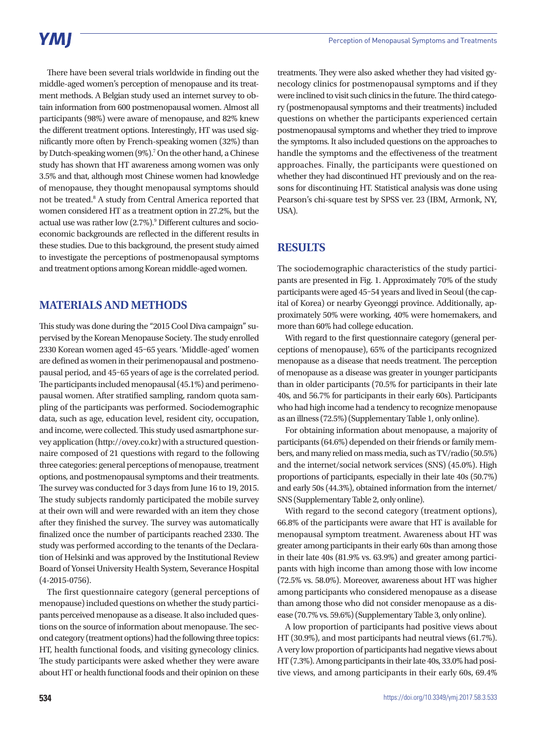There have been several trials worldwide in finding out the middle-aged women's perception of menopause and its treatment methods. A Belgian study used an internet survey to obtain information from 600 postmenopausal women. Almost all participants (98%) were aware of menopause, and 82% knew the different treatment options. Interestingly, HT was used significantly more often by French-speaking women (32%) than by Dutch-speaking women (9%).[7] On the other hand, a Chinese study has shown that HT awareness among women was only 3.5% and that, although most Chinese women had knowledge of menopause, they thought menopausal symptoms should not be treated.[8] A study from Central America reported that women considered HT as a treatment option in 27.2%, but the actual use was rather low (2.7%).[9] Different cultures and socioeconomic backgrounds are reflected in the different results in these studies. Due to this background, the present study aimed to investigate the perceptions of postmenopausal symptoms and treatment options among Korean middle-aged women.

## MATERIALS AND METHODS

This study was done during the "2015 Cool Diva campaign" supervised by the Korean Menopause Society. The study enrolled 2330 Korean women aged 45–65 years. 'Middle-aged' women are defined as women in their perimenopausal and postmenopausal period, and 45–65 years of age is the correlated period. The participants included menopausal (45.1%) and perimenopausal women. After stratified sampling, random quota sampling of the participants was performed. Sociodemographic data, such as age, education level, resident city, occupation, and income, were collected. This study used asmartphone survey application (http://ovey.co.kr) with a structured questionnaire composed of 21 questions with regard to the following three categories: general perceptions of menopause, treatment options, and postmenopausal symptoms and their treatments. The survey was conducted for 3 days from June 16 to 19, 2015. The study subjects randomly participated the mobile survey at their own will and were rewarded with an item they chose after they finished the survey. The survey was automatically finalized once the number of participants reached 2330. The study was performed according to the tenants of the Declaration of Helsinki and was approved by the Institutional Review Board of Yonsei University Health System, Severance Hospital (4-2015-0756).

The first questionnaire category (general perceptions of menopause) included questions on whether the study participants perceived menopause as a disease. It also included questions on the source of information about menopause. The second category (treatment options) had the following three topics: HT, health functional foods, and visiting gynecology clinics. The study participants were asked whether they were aware about HT or health functional foods and their opinion on these treatments. They were also asked whether they had visited gynecology clinics for postmenopausal symptoms and if they were inclined to visit such clinics in the future. The third category (postmenopausal symptoms and their treatments) included questions on whether the participants experienced certain postmenopausal symptoms and whether they tried to improve the symptoms. It also included questions on the approaches to handle the symptoms and the effectiveness of the treatment approaches. Finally, the participants were questioned on whether they had discontinued HT previously and on the reasons for discontinuing HT. Statistical analysis was done using Pearson's chi-square test by SPSS ver. 23 (IBM, Armonk, NY, USA).

## RESULTS

The sociodemographic characteristics of the study participants are presented in Fig. 1. Approximately 70% of the study participants were aged 45–54 years and lived in Seoul (the capital of Korea) or nearby Gyeonggi province. Additionally, approximately 50% were working, 40% were homemakers, and more than 60% had college education.

With regard to the first questionnaire category (general perceptions of menopause), 65% of the participants recognized menopause as a disease that needs treatment. The perception of menopause as a disease was greater in younger participants than in older participants (70.5% for participants in their late 40s, and 56.7% for participants in their early 60s). Participants who had high income had a tendency to recognize menopause as an illness (72.5%) (Supplementary Table 1, only online).

For obtaining information about menopause, a majority of participants (64.6%) depended on their friends or family members, and many relied on mass media, such as TV/radio (50.5%) and the internet/social network services (SNS) (45.0%). High proportions of participants, especially in their late 40s (50.7%) and early 50s (44.3%), obtained information from the internet/SNS (Supplementary Table 2, only online).

With regard to the second category (treatment options), 66.8% of the participants were aware that HT is available for menopausal symptom treatment. Awareness about HT was greater among participants in their early 60s than among those in their late 40s (81.9% vs. 63.9%) and greater among participants with high income than among those with low income (72.5% vs. 58.0%). Moreover, awareness about HT was higher among participants who considered menopause as a disease than among those who did not consider menopause as a disease (70.7% vs. 59.6%) (Supplementary Table 3, only online).

A low proportion of participants had positive views about HT (30.9%), and most participants had neutral views (61.7%). A very low proportion of participants had negative views about HT (7.3%). Among participants in their late 40s, 33.0% had positive views, and among participants in their early 60s, 69.4%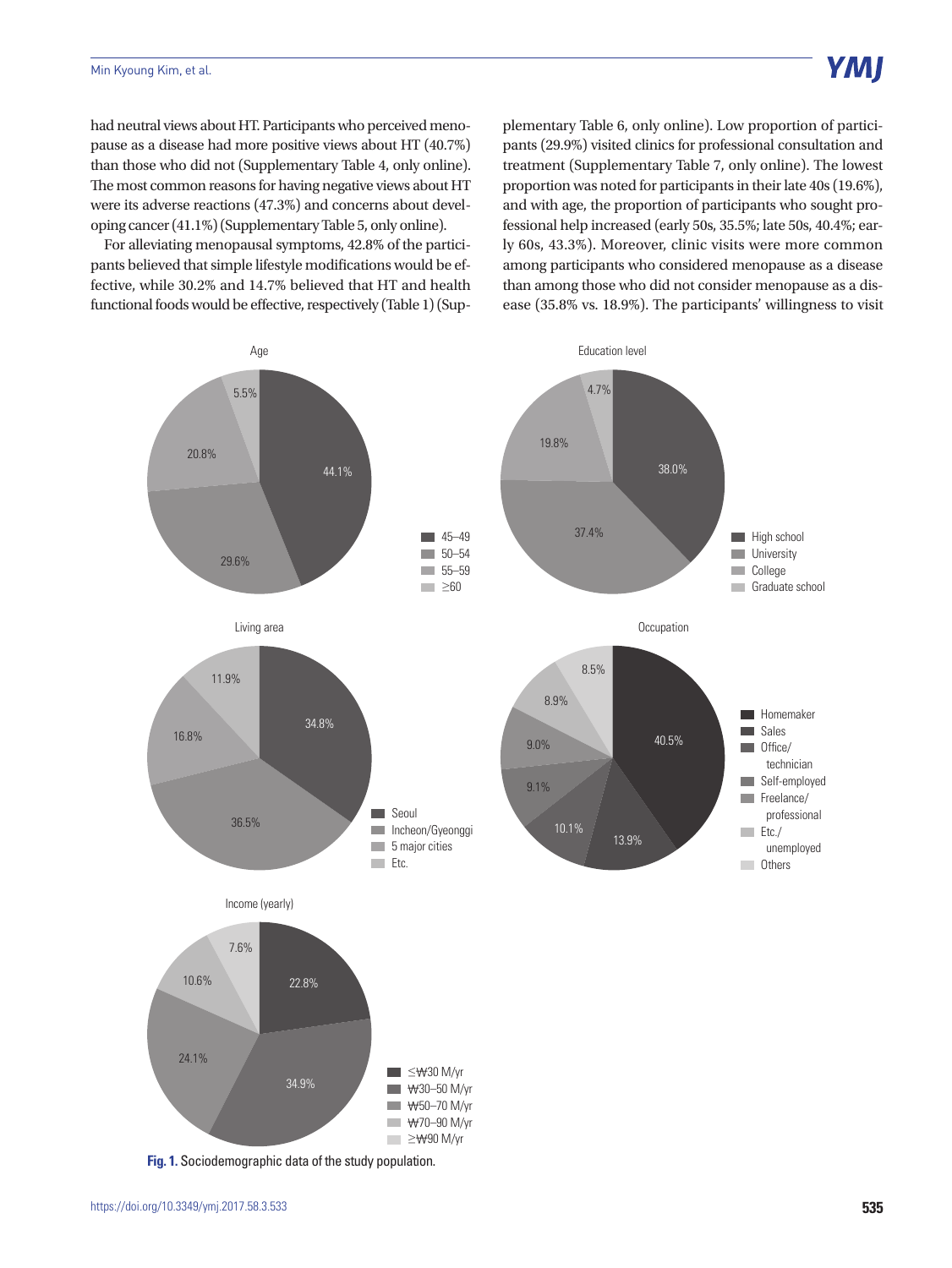had neutral views about HT. Participants who perceived menopause as a disease had more positive views about HT (40.7%) than those who did not (Supplementary Table 4, only online). The most common reasons for having negative views about HT were its adverse reactions (47.3%) and concerns about developing cancer (41.1%) (Supplementary Table 5, only online).

For alleviating menopausal symptoms, 42.8% of the participants believed that simple lifestyle modifications would be effective, while 30.2% and 14.7% believed that HT and health functional foods would be effective, respectively (Table 1) (Supplementary Table 6, only online). Low proportion of participants (29.9%) visited clinics for professional consultation and treatment (Supplementary Table 7, only online). The lowest proportion was noted for participants in their late 40s (19.6%), and with age, the proportion of participants who sought professional help increased (early 50s, 35.5%; late 50s, 40.4%; early 60s, 43.3%). Moreover, clinic visits were more common among participants who considered menopause as a disease than among those who did not consider menopause as a disease (35.8% vs. 18.9%). The participants' willingness to visit

**Fig. 1.** Sociodemographic data of the study population.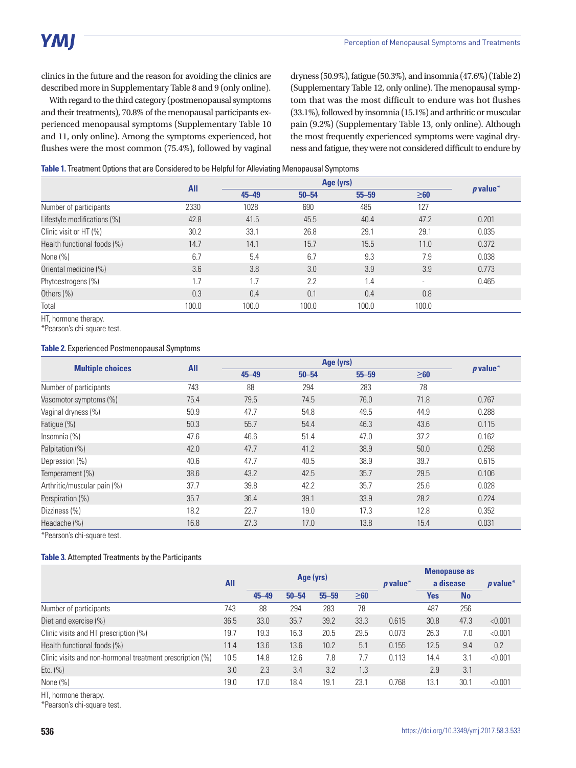clinics in the future and the reason for avoiding the clinics are described more in Supplementary Table 8 and 9 (only online).

With regard to the third category (postmenopausal symptoms and their treatments), 70.8% of the menopausal participants experienced menopausal symptoms (Supplementary Table 10 and 11, only online). Among the symptoms experienced, hot flushes were the most common (75.4%), followed by vaginal dryness (50.9%), fatigue (50.3%), and insomnia (47.6%) (Table 2) (Supplementary Table 12, only online). The menopausal symptom that was the most difficult to endure was hot flushes (33.1%), followed by insomnia (15.1%) and arthritic or muscular pain (9.2%) (Supplementary Table 13, only online). Although the most frequently experienced symptoms were vaginal dryness and fatigue, they were not considered difficult to endure by

**Table 1.** Treatment Options that are Considered to be Helpful for Alleviating Menopausal Symptoms

| | All | Age (yrs) | | | | *p* value* |
|---|---|---|---|---|---|---|
| | | 45–49 | 50–54 | 55–59 | ≥60 | |
| Number of participants | 2330 | 1028 | 690 | 485 | 127 | |
| Lifestyle modifications (%) | 42.8 | 41.5 | 45.5 | 40.4 | 47.2 | 0.201 |
| Clinic visit or HT (%) | 30.2 | 33.1 | 26.8 | 29.1 | 29.1 | 0.035 |
| Health functional foods (%) | 14.7 | 14.1 | 15.7 | 15.5 | 11.0 | 0.372 |
| None (%) | 6.7 | 5.4 | 6.7 | 9.3 | 7.9 | 0.038 |
| Oriental medicine (%) | 3.6 | 3.8 | 3.0 | 3.9 | 3.9 | 0.773 |
| Phytoestrogens (%) | 1.7 | 1.7 | 2.2 | 1.4 | - | 0.465 |
| Others (%) | 0.3 | 0.4 | 0.1 | 0.4 | 0.8 | |
| Total | 100.0 | 100.0 | 100.0 | 100.0 | 100.0 | |

HT, hormone therapy.
*Pearson's chi-square test.

**Table 2.** Experienced Postmenopausal Symptoms

| Multiple choices | All | Age (yrs) | | | | *p* value* |
|---|---|---|---|---|---|---|
| | | 45–49 | 50–54 | 55–59 | ≥60 | |
| Number of participants | 743 | 88 | 294 | 283 | 78 | |
| Vasomotor symptoms (%) | 75.4 | 79.5 | 74.5 | 76.0 | 71.8 | 0.767 |
| Vaginal dryness (%) | 50.9 | 47.7 | 54.8 | 49.5 | 44.9 | 0.288 |
| Fatigue (%) | 50.3 | 55.7 | 54.4 | 46.3 | 43.6 | 0.115 |
| Insomnia (%) | 47.6 | 46.6 | 51.4 | 47.0 | 37.2 | 0.162 |
| Palpitation (%) | 42.0 | 47.7 | 41.2 | 38.9 | 50.0 | 0.258 |
| Depression (%) | 40.6 | 47.7 | 40.5 | 38.9 | 39.7 | 0.615 |
| Temperament (%) | 38.6 | 43.2 | 42.5 | 35.7 | 29.5 | 0.106 |
| Arthritic/muscular pain (%) | 37.7 | 39.8 | 42.2 | 35.7 | 25.6 | 0.028 |
| Perspiration (%) | 35.7 | 36.4 | 39.1 | 33.9 | 28.2 | 0.224 |
| Dizziness (%) | 18.2 | 22.7 | 19.0 | 17.3 | 12.8 | 0.352 |
| Headache (%) | 16.8 | 27.3 | 17.0 | 13.8 | 15.4 | 0.031 |

*Pearson's chi-square test.

**Table 3.** Attempted Treatments by the Participants

| | All | Age (yrs) | | | | *p* value* | Menopause as a disease | | *p* value* |
|---|---|---|---|---|---|---|---|---|---|
| | | 45–49 | 50–54 | 55–59 | ≥60 | | Yes | No | |
| Number of participants | 743 | 88 | 294 | 283 | 78 | | 487 | 256 | |
| Diet and exercise (%) | 36.5 | 33.0 | 35.7 | 39.2 | 33.3 | 0.615 | 30.8 | 47.3 | <0.001 |
| Clinic visits and HT prescription (%) | 19.7 | 19.3 | 16.3 | 20.5 | 29.5 | 0.073 | 26.3 | 7.0 | <0.001 |
| Health functional foods (%) | 11.4 | 13.6 | 13.6 | 10.2 | 5.1 | 0.155 | 12.5 | 9.4 | 0.2 |
| Clinic visits and non-hormonal treatment prescription (%) | 10.5 | 14.8 | 12.6 | 7.8 | 7.7 | 0.113 | 14.4 | 3.1 | <0.001 |
| Etc. (%) | 3.0 | 2.3 | 3.4 | 3.2 | 1.3 | | 2.9 | 3.1 | |
| None (%) | 19.0 | 17.0 | 18.4 | 19.1 | 23.1 | 0.768 | 13.1 | 30.1 | <0.001 |

HT, hormone therapy.
*Pearson's chi-square test.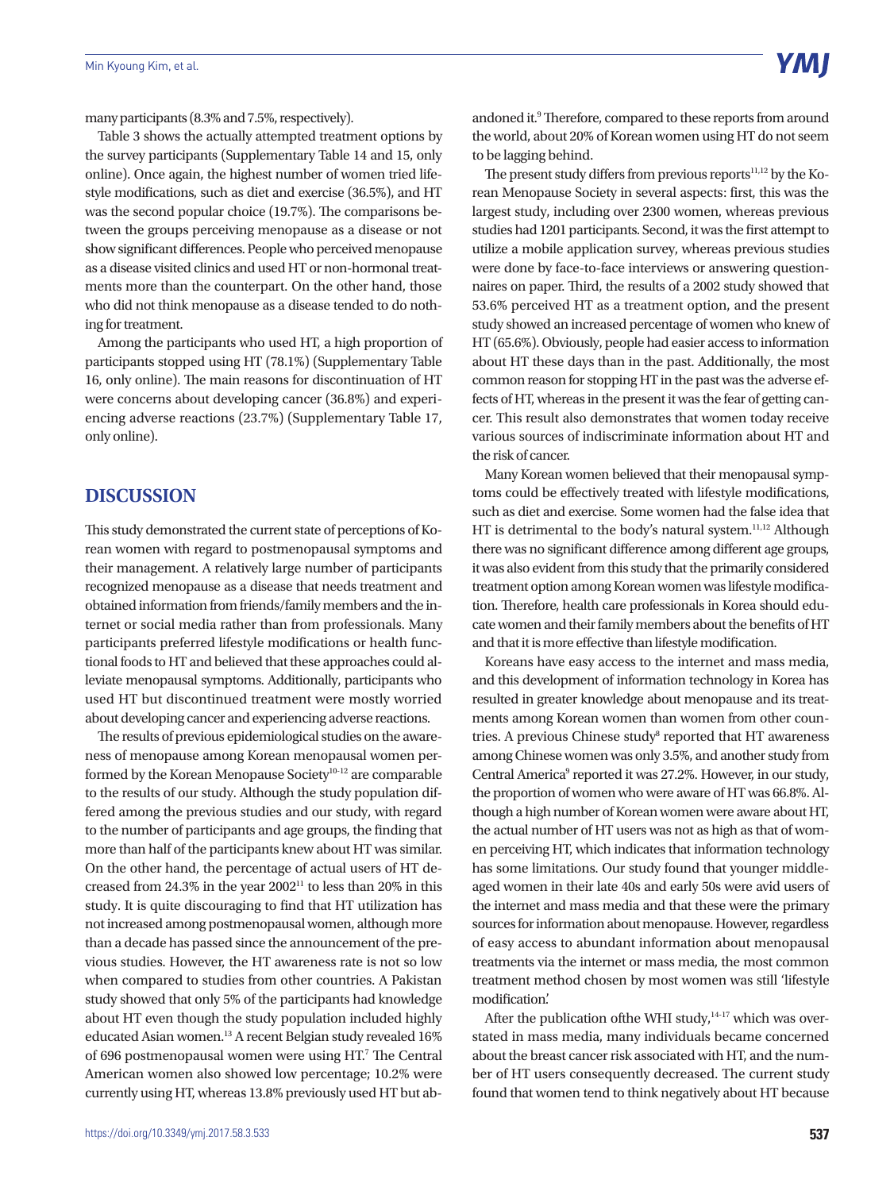many participants (8.3% and 7.5%, respectively).

Table 3 shows the actually attempted treatment options by the survey participants (Supplementary Table 14 and 15, only online). Once again, the highest number of women tried lifestyle modifications, such as diet and exercise (36.5%), and HT was the second popular choice (19.7%). The comparisons between the groups perceiving menopause as a disease or not show significant differences. People who perceived menopause as a disease visited clinics and used HT or non-hormonal treatments more than the counterpart. On the other hand, those who did not think menopause as a disease tended to do nothing for treatment.

Among the participants who used HT, a high proportion of participants stopped using HT (78.1%) (Supplementary Table 16, only online). The main reasons for discontinuation of HT were concerns about developing cancer (36.8%) and experiencing adverse reactions (23.7%) (Supplementary Table 17, only online).

## DISCUSSION

This study demonstrated the current state of perceptions of Korean women with regard to postmenopausal symptoms and their management. A relatively large number of participants recognized menopause as a disease that needs treatment and obtained information from friends/family members and the internet or social media rather than from professionals. Many participants preferred lifestyle modifications or health functional foods to HT and believed that these approaches could alleviate menopausal symptoms. Additionally, participants who used HT but discontinued treatment were mostly worried about developing cancer and experiencing adverse reactions.

The results of previous epidemiological studies on the awareness of menopause among Korean menopausal women performed by the Korean Menopause Society[10-12] are comparable to the results of our study. Although the study population differed among the previous studies and our study, with regard to the number of participants and age groups, the finding that more than half of the participants knew about HT was similar. On the other hand, the percentage of actual users of HT decreased from 24.3% in the year 2002[11] to less than 20% in this study. It is quite discouraging to find that HT utilization has not increased among postmenopausal women, although more than a decade has passed since the announcement of the previous studies. However, the HT awareness rate is not so low when compared to studies from other countries. A Pakistan study showed that only 5% of the participants had knowledge about HT even though the study population included highly educated Asian women.[13] A recent Belgian study revealed 16% of 696 postmenopausal women were using HT.[7] The Central American women also showed low percentage; 10.2% were currently using HT, whereas 13.8% previously used HT but abandoned it.[9] Therefore, compared to these reports from around the world, about 20% of Korean women using HT do not seem to be lagging behind.

The present study differs from previous reports[11,12] by the Korean Menopause Society in several aspects: first, this was the largest study, including over 2300 women, whereas previous studies had 1201 participants. Second, it was the first attempt to utilize a mobile application survey, whereas previous studies were done by face-to-face interviews or answering questionnaires on paper. Third, the results of a 2002 study showed that 53.6% perceived HT as a treatment option, and the present study showed an increased percentage of women who knew of HT (65.6%). Obviously, people had easier access to information about HT these days than in the past. Additionally, the most common reason for stopping HT in the past was the adverse effects of HT, whereas in the present it was the fear of getting cancer. This result also demonstrates that women today receive various sources of indiscriminate information about HT and the risk of cancer.

Many Korean women believed that their menopausal symptoms could be effectively treated with lifestyle modifications, such as diet and exercise. Some women had the false idea that HT is detrimental to the body's natural system.[11,12] Although there was no significant difference among different age groups, it was also evident from this study that the primarily considered treatment option among Korean women was lifestyle modification. Therefore, health care professionals in Korea should educate women and their family members about the benefits of HT and that it is more effective than lifestyle modification.

Koreans have easy access to the internet and mass media, and this development of information technology in Korea has resulted in greater knowledge about menopause and its treatments among Korean women than women from other countries. A previous Chinese study[8] reported that HT awareness among Chinese women was only 3.5%, and another study from Central America[9] reported it was 27.2%. However, in our study, the proportion of women who were aware of HT was 66.8%. Although a high number of Korean women were aware about HT, the actual number of HT users was not as high as that of women perceiving HT, which indicates that information technology has some limitations. Our study found that younger middle-aged women in their late 40s and early 50s were avid users of the internet and mass media and that these were the primary sources for information about menopause. However, regardless of easy access to abundant information about menopausal treatments via the internet or mass media, the most common treatment method chosen by most women was still 'lifestyle modification.'

After the publication ofthe WHI study,[14-17] which was overstated in mass media, many individuals became concerned about the breast cancer risk associated with HT, and the number of HT users consequently decreased. The current study found that women tend to think negatively about HT because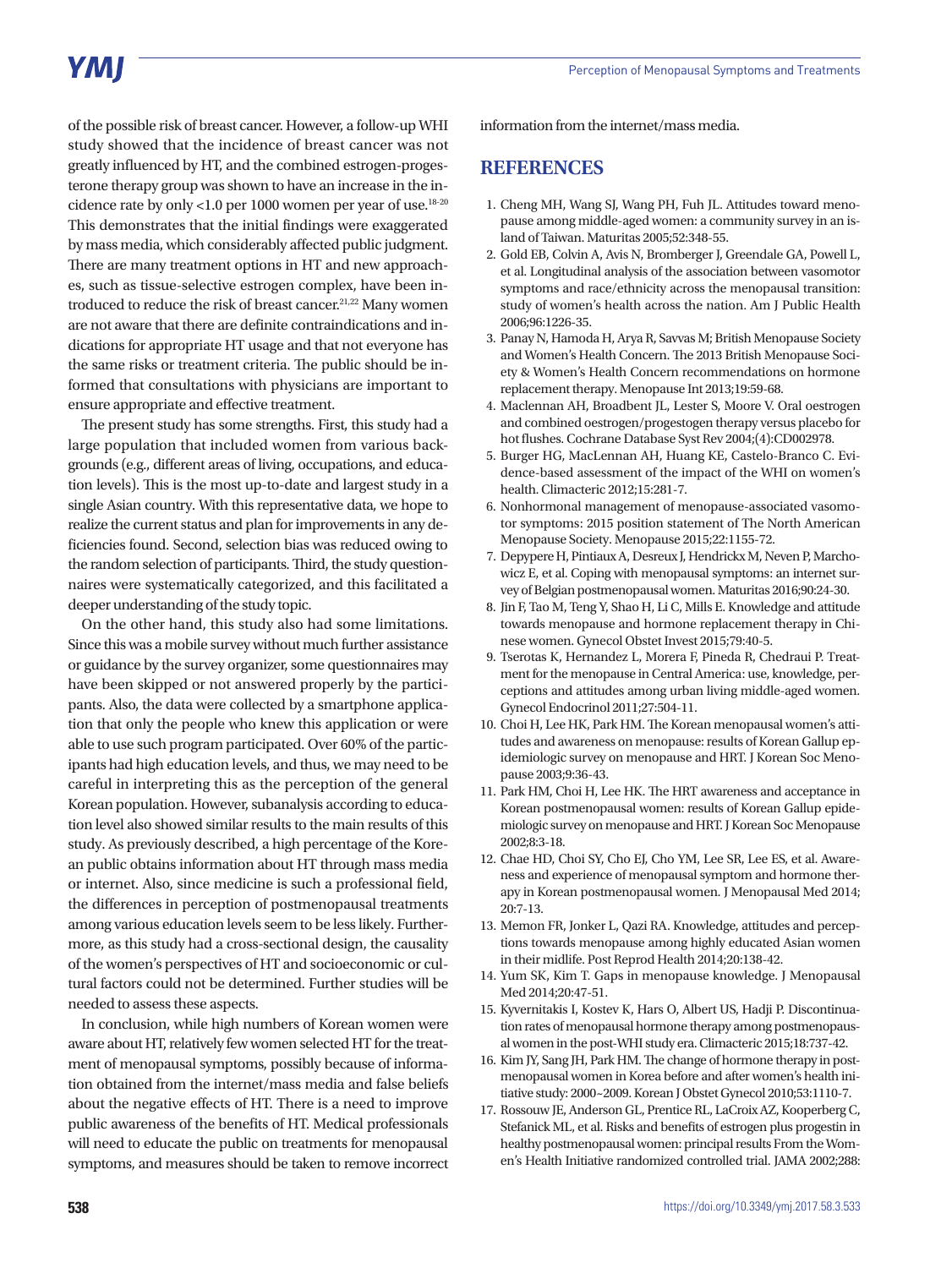of the possible risk of breast cancer. However, a follow-up WHI study showed that the incidence of breast cancer was not greatly influenced by HT, and the combined estrogen-progesterone therapy group was shown to have an increase in the incidence rate by only <1.0 per 1000 women per year of use.[18-20] This demonstrates that the initial findings were exaggerated by mass media, which considerably affected public judgment. There are many treatment options in HT and new approaches, such as tissue-selective estrogen complex, have been introduced to reduce the risk of breast cancer.[21,22] Many women are not aware that there are definite contraindications and indications for appropriate HT usage and that not everyone has the same risks or treatment criteria. The public should be informed that consultations with physicians are important to ensure appropriate and effective treatment.

The present study has some strengths. First, this study had a large population that included women from various backgrounds (e.g., different areas of living, occupations, and education levels). This is the most up-to-date and largest study in a single Asian country. With this representative data, we hope to realize the current status and plan for improvements in any deficiencies found. Second, selection bias was reduced owing to the random selection of participants. Third, the study questionnaires were systematically categorized, and this facilitated a deeper understanding of the study topic.

On the other hand, this study also had some limitations. Since this was a mobile survey without much further assistance or guidance by the survey organizer, some questionnaires may have been skipped or not answered properly by the participants. Also, the data were collected by a smartphone application that only the people who knew this application or were able to use such program participated. Over 60% of the participants had high education levels, and thus, we may need to be careful in interpreting this as the perception of the general Korean population. However, subanalysis according to education level also showed similar results to the main results of this study. As previously described, a high percentage of the Korean public obtains information about HT through mass media or internet. Also, since medicine is such a professional field, the differences in perception of postmenopausal treatments among various education levels seem to be less likely. Furthermore, as this study had a cross-sectional design, the causality of the women's perspectives of HT and socioeconomic or cultural factors could not be determined. Further studies will be needed to assess these aspects.

In conclusion, while high numbers of Korean women were aware about HT, relatively few women selected HT for the treatment of menopausal symptoms, possibly because of information obtained from the internet/mass media and false beliefs about the negative effects of HT. There is a need to improve public awareness of the benefits of HT. Medical professionals will need to educate the public on treatments for menopausal symptoms, and measures should be taken to remove incorrect information from the internet/mass media.

## REFERENCES

1. Cheng MH, Wang SJ, Wang PH, Fuh JL. Attitudes toward menopause among middle-aged women: a community survey in an island of Taiwan. Maturitas 2005;52:348-55.
2. Gold EB, Colvin A, Avis N, Bromberger J, Greendale GA, Powell L, et al. Longitudinal analysis of the association between vasomotor symptoms and race/ethnicity across the menopausal transition: study of women's health across the nation. Am J Public Health 2006;96:1226-35.
3. Panay N, Hamoda H, Arya R, Savvas M; British Menopause Society and Women's Health Concern. The 2013 British Menopause Society & Women's Health Concern recommendations on hormone replacement therapy. Menopause Int 2013;19:59-68.
4. Maclennan AH, Broadbent JL, Lester S, Moore V. Oral oestrogen and combined oestrogen/progestogen therapy versus placebo for hot flushes. Cochrane Database Syst Rev 2004;(4):CD002978.
5. Burger HG, MacLennan AH, Huang KE, Castelo-Branco C. Evidence-based assessment of the impact of the WHI on women's health. Climacteric 2012;15:281-7.
6. Nonhormonal management of menopause-associated vasomotor symptoms: 2015 position statement of The North American Menopause Society. Menopause 2015;22:1155-72.
7. Depypere H, Pintiaux A, Desreux J, Hendrickx M, Neven P, Marchowicz E, et al. Coping with menopausal symptoms: an internet survey of Belgian postmenopausal women. Maturitas 2016;90:24-30.
8. Jin F, Tao M, Teng Y, Shao H, Li C, Mills E. Knowledge and attitude towards menopause and hormone replacement therapy in Chinese women. Gynecol Obstet Invest 2015;79:40-5.
9. Tserotas K, Hernandez L, Morera F, Pineda R, Chedraui P. Treatment for the menopause in Central America: use, knowledge, perceptions and attitudes among urban living middle-aged women. Gynecol Endocrinol 2011;27:504-11.
10. Choi H, Lee HK, Park HM. The Korean menopausal women's attitudes and awareness on menopause: results of Korean Gallup epidemiologic survey on menopause and HRT. J Korean Soc Menopause 2003;9:36-43.
11. Park HM, Choi H, Lee HK. The HRT awareness and acceptance in Korean postmenopausal women: results of Korean Gallup epidemiologic survey on menopause and HRT. J Korean Soc Menopause 2002;8:3-18.
12. Chae HD, Choi SY, Cho EJ, Cho YM, Lee SR, Lee ES, et al. Awareness and experience of menopausal symptom and hormone therapy in Korean postmenopausal women. J Menopausal Med 2014;20:7-13.
13. Memon FR, Jonker L, Qazi RA. Knowledge, attitudes and perceptions towards menopause among highly educated Asian women in their midlife. Post Reprod Health 2014;20:138-42.
14. Yum SK, Kim T. Gaps in menopause knowledge. J Menopausal Med 2014;20:47-51.
15. Kyvernitakis I, Kostev K, Hars O, Albert US, Hadji P. Discontinuation rates of menopausal hormone therapy among postmenopausal women in the post-WHI study era. Climacteric 2015;18:737-42.
16. Kim JY, Sang JH, Park HM. The change of hormone therapy in postmenopausal women in Korea before and after women's health initiative study: 2000~2009. Korean J Obstet Gynecol 2010;53:1110-7.
17. Rossouw JE, Anderson GL, Prentice RL, LaCroix AZ, Kooperberg C, Stefanick ML, et al. Risks and benefits of estrogen plus progestin in healthy postmenopausal women: principal results From the Women's Health Initiative randomized controlled trial. JAMA 2002;288: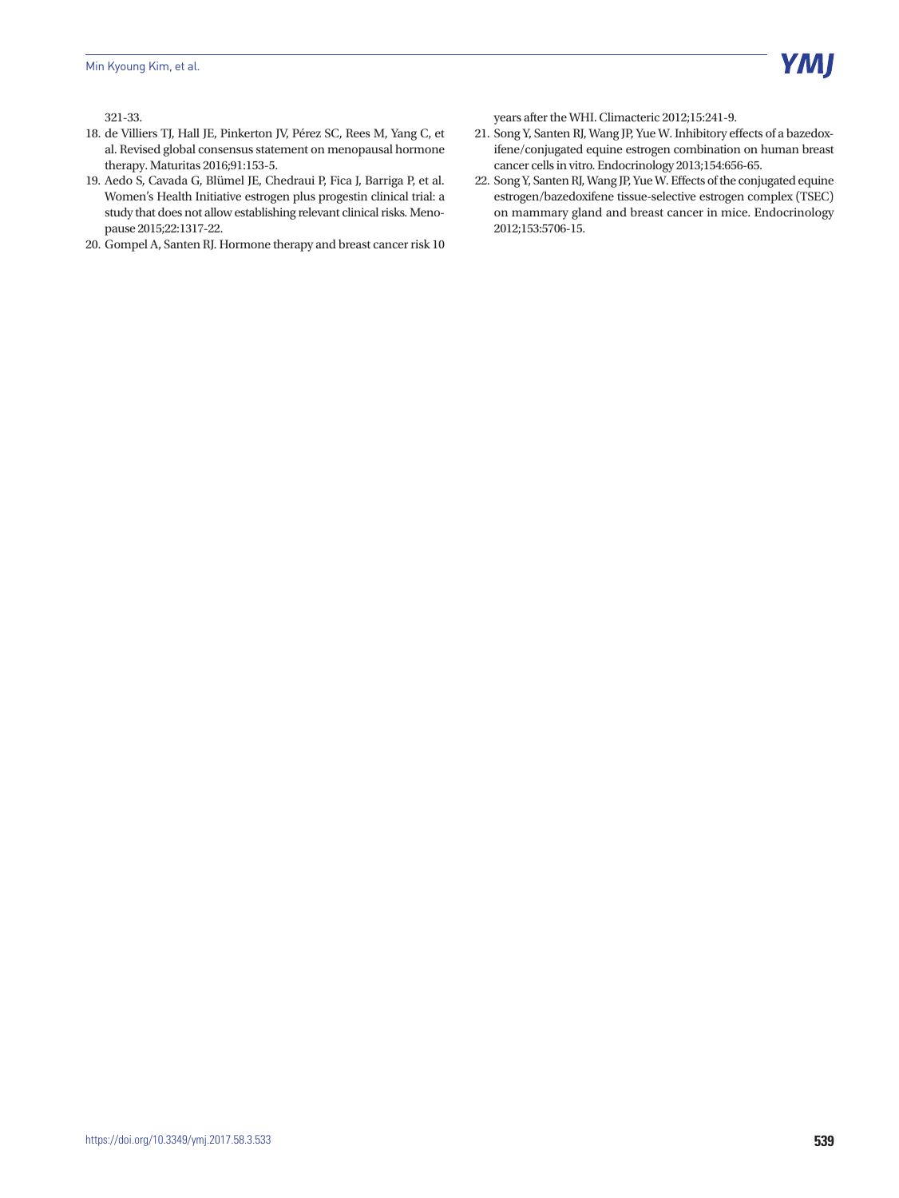321-33.

18. de Villiers TJ, Hall JE, Pinkerton JV, Pérez SC, Rees M, Yang C, et al. Revised global consensus statement on menopausal hormone therapy. Maturitas 2016;91:153-5.
19. Aedo S, Cavada G, Blümel JE, Chedraui P, Fica J, Barriga P, et al. Women's Health Initiative estrogen plus progestin clinical trial: a study that does not allow establishing relevant clinical risks. Menopause 2015;22:1317-22.
20. Gompel A, Santen RJ. Hormone therapy and breast cancer risk 10 years after the WHI. Climacteric 2012;15:241-9.
21. Song Y, Santen RJ, Wang JP, Yue W. Inhibitory effects of a bazedoxifene/conjugated equine estrogen combination on human breast cancer cells in vitro. Endocrinology 2013;154:656-65.
22. Song Y, Santen RJ, Wang JP, Yue W. Effects of the conjugated equine estrogen/bazedoxifene tissue-selective estrogen complex (TSEC) on mammary gland and breast cancer in mice. Endocrinology 2012;153:5706-15.